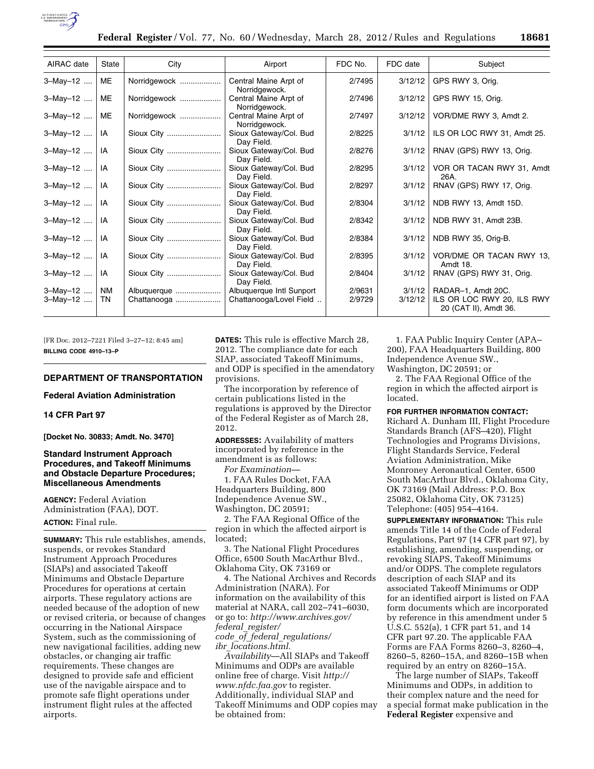| AIRAC date | State | City | Airport | FDC No. | FDC date | Subject |
| --- | --- | --- | --- | --- | --- | --- |
| 3–May–12 | ME | Norridgewock | Central Maine Arpt of Norridgewock. | 2/7495 | 3/12/12 | GPS RWY 3, Orig. |
| 3–May–12 | ME | Norridgewock | Central Maine Arpt of Norridgewock. | 2/7496 | 3/12/12 | GPS RWY 15, Orig. |
| 3–May–12 | ME | Norridgewock | Central Maine Arpt of Norridgewock. | 2/7497 | 3/12/12 | VOR/DME RWY 3, Amdt 2. |
| 3–May–12 | IA | Sioux City | Sioux Gateway/Col. Bud Day Field. | 2/8225 | 3/1/12 | ILS OR LOC RWY 31, Amdt 25. |
| 3–May–12 | IA | Sioux City | Sioux Gateway/Col. Bud Day Field. | 2/8276 | 3/1/12 | RNAV (GPS) RWY 13, Orig. |
| 3–May–12 | IA | Sioux City | Sioux Gateway/Col. Bud Day Field. | 2/8295 | 3/1/12 | VOR OR TACAN RWY 31, Amdt 26A. |
| 3–May–12 | IA | Sioux City | Sioux Gateway/Col. Bud Day Field. | 2/8297 | 3/1/12 | RNAV (GPS) RWY 17, Orig. |
| 3–May–12 | IA | Sioux City | Sioux Gateway/Col. Bud Day Field. | 2/8304 | 3/1/12 | NDB RWY 13, Amdt 15D. |
| 3–May–12 | IA | Sioux City | Sioux Gateway/Col. Bud Day Field. | 2/8342 | 3/1/12 | NDB RWY 31, Amdt 23B. |
| 3–May–12 | IA | Sioux City | Sioux Gateway/Col. Bud Day Field. | 2/8384 | 3/1/12 | NDB RWY 35, Orig-B. |
| 3–May–12 | IA | Sioux City | Sioux Gateway/Col. Bud Day Field. | 2/8395 | 3/1/12 | VOR/DME OR TACAN RWY 13, Amdt 18. |
| 3–May–12 | IA | Sioux City | Sioux Gateway/Col. Bud Day Field. | 2/8404 | 3/1/12 | RNAV (GPS) RWY 31, Orig. |
| 3–May–12 | NM | Albuquerque | Albuquerque Intl Sunport | 2/9631 | 3/1/12 | RADAR–1, Amdt 20C. |
| 3–May–12 | TN | Chattanooga | Chattanooga/Lovel Field | 2/9729 | 3/12/12 | ILS OR LOC RWY 20, ILS RWY 20 (CAT II), Amdt 36. |

[FR Doc. 2012–7221 Filed 3–27–12; 8:45 am]

**BILLING CODE 4910–13–P**

## DEPARTMENT OF TRANSPORTATION

### Federal Aviation Administration

### 14 CFR Part 97

**[Docket No. 30833; Amdt. No. 3470]**

### Standard Instrument Approach Procedures, and Takeoff Minimums and Obstacle Departure Procedures; Miscellaneous Amendments

**AGENCY:** Federal Aviation Administration (FAA), DOT.

**ACTION:** Final rule.

**SUMMARY:** This rule establishes, amends, suspends, or revokes Standard Instrument Approach Procedures (SIAPs) and associated Takeoff Minimums and Obstacle Departure Procedures for operations at certain airports. These regulatory actions are needed because of the adoption of new or revised criteria, or because of changes occurring in the National Airspace System, such as the commissioning of new navigational facilities, adding new obstacles, or changing air traffic requirements. These changes are designed to provide safe and efficient use of the navigable airspace and to promote safe flight operations under instrument flight rules at the affected airports.

**DATES:** This rule is effective March 28, 2012. The compliance date for each SIAP, associated Takeoff Minimums, and ODP is specified in the amendatory provisions.

The incorporation by reference of certain publications listed in the regulations is approved by the Director of the Federal Register as of March 28, 2012.

**ADDRESSES:** Availability of matters incorporated by reference in the amendment is as follows:

*For Examination*—

1. FAA Rules Docket, FAA Headquarters Building, 800 Independence Avenue SW., Washington, DC 20591;

2. The FAA Regional Office of the region in which the affected airport is located;

3. The National Flight Procedures Office, 6500 South MacArthur Blvd., Oklahoma City, OK 73169 or

4. The National Archives and Records Administration (NARA). For information on the availability of this material at NARA, call 202–741–6030, or go to: *http://www.archives.gov/federal_register/code_of_federal_regulations/ibr_locations.html.*

*Availability*—All SIAPs and Takeoff Minimums and ODPs are available online free of charge. Visit *http://www.nfdc.faa.gov* to register. Additionally, individual SIAP and Takeoff Minimums and ODP copies may be obtained from:

1. FAA Public Inquiry Center (APA–200), FAA Headquarters Building, 800 Independence Avenue SW., Washington, DC 20591; or

2. The FAA Regional Office of the region in which the affected airport is located.

**FOR FURTHER INFORMATION CONTACT:** Richard A. Dunham III, Flight Procedure Standards Branch (AFS–420), Flight Technologies and Programs Divisions, Flight Standards Service, Federal Aviation Administration, Mike Monroney Aeronautical Center, 6500 South MacArthur Blvd., Oklahoma City, OK 73169 (Mail Address: P.O. Box 25082, Oklahoma City, OK 73125) Telephone: (405) 954–4164.

**SUPPLEMENTARY INFORMATION:** This rule amends Title 14 of the Code of Federal Regulations, Part 97 (14 CFR part 97), by establishing, amending, suspending, or revoking SIAPS, Takeoff Minimums and/or ODPS. The complete regulators description of each SIAP and its associated Takeoff Minimums or ODP for an identified airport is listed on FAA form documents which are incorporated by reference in this amendment under 5 U.S.C. 552(a), 1 CFR part 51, and 14 CFR part 97.20. The applicable FAA Forms are FAA Forms 8260–3, 8260–4, 8260–5, 8260–15A, and 8260–15B when required by an entry on 8260–15A.

The large number of SIAPs, Takeoff Minimums and ODPs, in addition to their complex nature and the need for a special format make publication in the **Federal Register** expensive and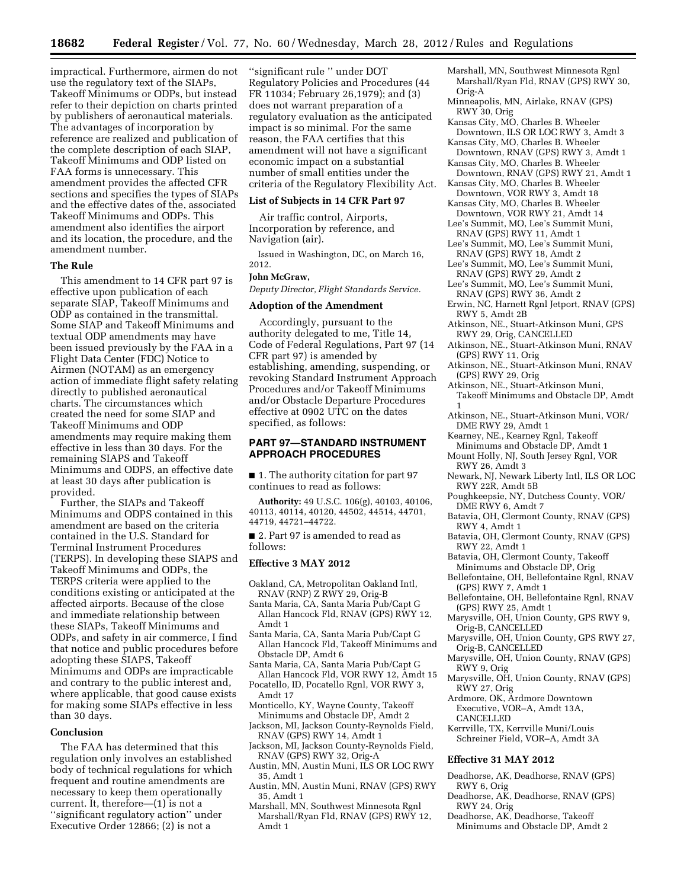impractical. Furthermore, airmen do not use the regulatory text of the SIAPs, Takeoff Minimums or ODPs, but instead refer to their depiction on charts printed by publishers of aeronautical materials. The advantages of incorporation by reference are realized and publication of the complete description of each SIAP, Takeoff Minimums and ODP listed on FAA forms is unnecessary. This amendment provides the affected CFR sections and specifies the types of SIAPs and the effective dates of the, associated Takeoff Minimums and ODPs. This amendment also identifies the airport and its location, the procedure, and the amendment number.

### The Rule

This amendment to 14 CFR part 97 is effective upon publication of each separate SIAP, Takeoff Minimums and ODP as contained in the transmittal. Some SIAP and Takeoff Minimums and textual ODP amendments may have been issued previously by the FAA in a Flight Data Center (FDC) Notice to Airmen (NOTAM) as an emergency action of immediate flight safety relating directly to published aeronautical charts. The circumstances which created the need for some SIAP and Takeoff Minimums and ODP amendments may require making them effective in less than 30 days. For the remaining SIAPS and Takeoff Minimums and ODPS, an effective date at least 30 days after publication is provided.

Further, the SIAPs and Takeoff Minimums and ODPS contained in this amendment are based on the criteria contained in the U.S. Standard for Terminal Instrument Procedures (TERPS). In developing these SIAPS and Takeoff Minimums and ODPs, the TERPS criteria were applied to the conditions existing or anticipated at the affected airports. Because of the close and immediate relationship between these SIAPs, Takeoff Minimums and ODPs, and safety in air commerce, I find that notice and public procedures before adopting these SIAPS, Takeoff Minimums and ODPs are impracticable and contrary to the public interest and, where applicable, that good cause exists for making some SIAPs effective in less than 30 days.

### Conclusion

The FAA has determined that this regulation only involves an established body of technical regulations for which frequent and routine amendments are necessary to keep them operationally current. It, therefore—(1) is not a ''significant regulatory action'' under Executive Order 12866; (2) is not a ''significant rule '' under DOT Regulatory Policies and Procedures (44 FR 11034; February 26,1979); and (3) does not warrant preparation of a regulatory evaluation as the anticipated impact is so minimal. For the same reason, the FAA certifies that this amendment will not have a significant economic impact on a substantial number of small entities under the criteria of the Regulatory Flexibility Act.

### List of Subjects in 14 CFR Part 97

Air traffic control, Airports, Incorporation by reference, and Navigation (air).

Issued in Washington, DC, on March 16, 2012.

**John McGraw,**

*Deputy Director, Flight Standards Service.*

### Adoption of the Amendment

Accordingly, pursuant to the authority delegated to me, Title 14, Code of Federal Regulations, Part 97 (14 CFR part 97) is amended by establishing, amending, suspending, or revoking Standard Instrument Approach Procedures and/or Takeoff Minimums and/or Obstacle Departure Procedures effective at 0902 UTC on the dates specified, as follows:

## PART 97—STANDARD INSTRUMENT APPROACH PROCEDURES

■ 1. The authority citation for part 97 continues to read as follows:

**Authority:** 49 U.S.C. 106(g), 40103, 40106, 40113, 40114, 40120, 44502, 44514, 44701, 44719, 44721–44722.

■ 2. Part 97 is amended to read as follows:

### Effective 3 MAY 2012

Oakland, CA, Metropolitan Oakland Intl, RNAV (RNP) Z RWY 29, Orig-B
Santa Maria, CA, Santa Maria Pub/Capt G Allan Hancock Fld, RNAV (GPS) RWY 12, Amdt 1
Santa Maria, CA, Santa Maria Pub/Capt G Allan Hancock Fld, Takeoff Minimums and Obstacle DP, Amdt 6
Santa Maria, CA, Santa Maria Pub/Capt G Allan Hancock Fld, VOR RWY 12, Amdt 15
Pocatello, ID, Pocatello Rgnl, VOR RWY 3, Amdt 17
Monticello, KY, Wayne County, Takeoff Minimums and Obstacle DP, Amdt 2
Jackson, MI, Jackson County-Reynolds Field, RNAV (GPS) RWY 14, Amdt 1
Jackson, MI, Jackson County-Reynolds Field, RNAV (GPS) RWY 32, Orig-A
Austin, MN, Austin Muni, ILS OR LOC RWY 35, Amdt 1
Austin, MN, Austin Muni, RNAV (GPS) RWY 35, Amdt 1
Marshall, MN, Southwest Minnesota Rgnl Marshall/Ryan Fld, RNAV (GPS) RWY 12, Amdt 1
Marshall, MN, Southwest Minnesota Rgnl Marshall/Ryan Fld, RNAV (GPS) RWY 30, Orig-A
Minneapolis, MN, Airlake, RNAV (GPS) RWY 30, Orig
Kansas City, MO, Charles B. Wheeler Downtown, ILS OR LOC RWY 3, Amdt 3
Kansas City, MO, Charles B. Wheeler Downtown, RNAV (GPS) RWY 3, Amdt 1
Kansas City, MO, Charles B. Wheeler Downtown, RNAV (GPS) RWY 21, Amdt 1
Kansas City, MO, Charles B. Wheeler Downtown, VOR RWY 3, Amdt 18
Kansas City, MO, Charles B. Wheeler Downtown, VOR RWY 21, Amdt 14
Lee's Summit, MO, Lee's Summit Muni, RNAV (GPS) RWY 11, Amdt 1
Lee's Summit, MO, Lee's Summit Muni, RNAV (GPS) RWY 18, Amdt 2
Lee's Summit, MO, Lee's Summit Muni, RNAV (GPS) RWY 29, Amdt 2
Lee's Summit, MO, Lee's Summit Muni, RNAV (GPS) RWY 36, Amdt 2
Erwin, NC, Harnett Rgnl Jetport, RNAV (GPS) RWY 5, Amdt 2B
Atkinson, NE., Stuart-Atkinson Muni, GPS RWY 29, Orig, CANCELLED
Atkinson, NE., Stuart-Atkinson Muni, RNAV (GPS) RWY 11, Orig
Atkinson, NE., Stuart-Atkinson Muni, RNAV (GPS) RWY 29, Orig
Atkinson, NE., Stuart-Atkinson Muni, Takeoff Minimums and Obstacle DP, Amdt 1
Atkinson, NE., Stuart-Atkinson Muni, VOR/DME RWY 29, Amdt 1
Kearney, NE., Kearney Rgnl, Takeoff Minimums and Obstacle DP, Amdt 1
Mount Holly, NJ, South Jersey Rgnl, VOR RWY 26, Amdt 3
Newark, NJ, Newark Liberty Intl, ILS OR LOC RWY 22R, Amdt 5B
Poughkeepsie, NY, Dutchess County, VOR/DME RWY 6, Amdt 7
Batavia, OH, Clermont County, RNAV (GPS) RWY 4, Amdt 1
Batavia, OH, Clermont County, RNAV (GPS) RWY 22, Amdt 1
Batavia, OH, Clermont County, Takeoff Minimums and Obstacle DP, Orig
Bellefontaine, OH, Bellefontaine Rgnl, RNAV (GPS) RWY 7, Amdt 1
Bellefontaine, OH, Bellefontaine Rgnl, RNAV (GPS) RWY 25, Amdt 1
Marysville, OH, Union County, GPS RWY 9, Orig-B, CANCELLED
Marysville, OH, Union County, GPS RWY 27, Orig-B, CANCELLED
Marysville, OH, Union County, RNAV (GPS) RWY 9, Orig
Marysville, OH, Union County, RNAV (GPS) RWY 27, Orig
Ardmore, OK, Ardmore Downtown Executive, VOR–A, Amdt 13A, CANCELLED
Kerrville, TX, Kerrville Muni/Louis Schreiner Field, VOR–A, Amdt 3A

### Effective 31 MAY 2012

Deadhorse, AK, Deadhorse, RNAV (GPS) RWY 6, Orig
Deadhorse, AK, Deadhorse, RNAV (GPS) RWY 24, Orig
Deadhorse, AK, Deadhorse, Takeoff Minimums and Obstacle DP, Amdt 2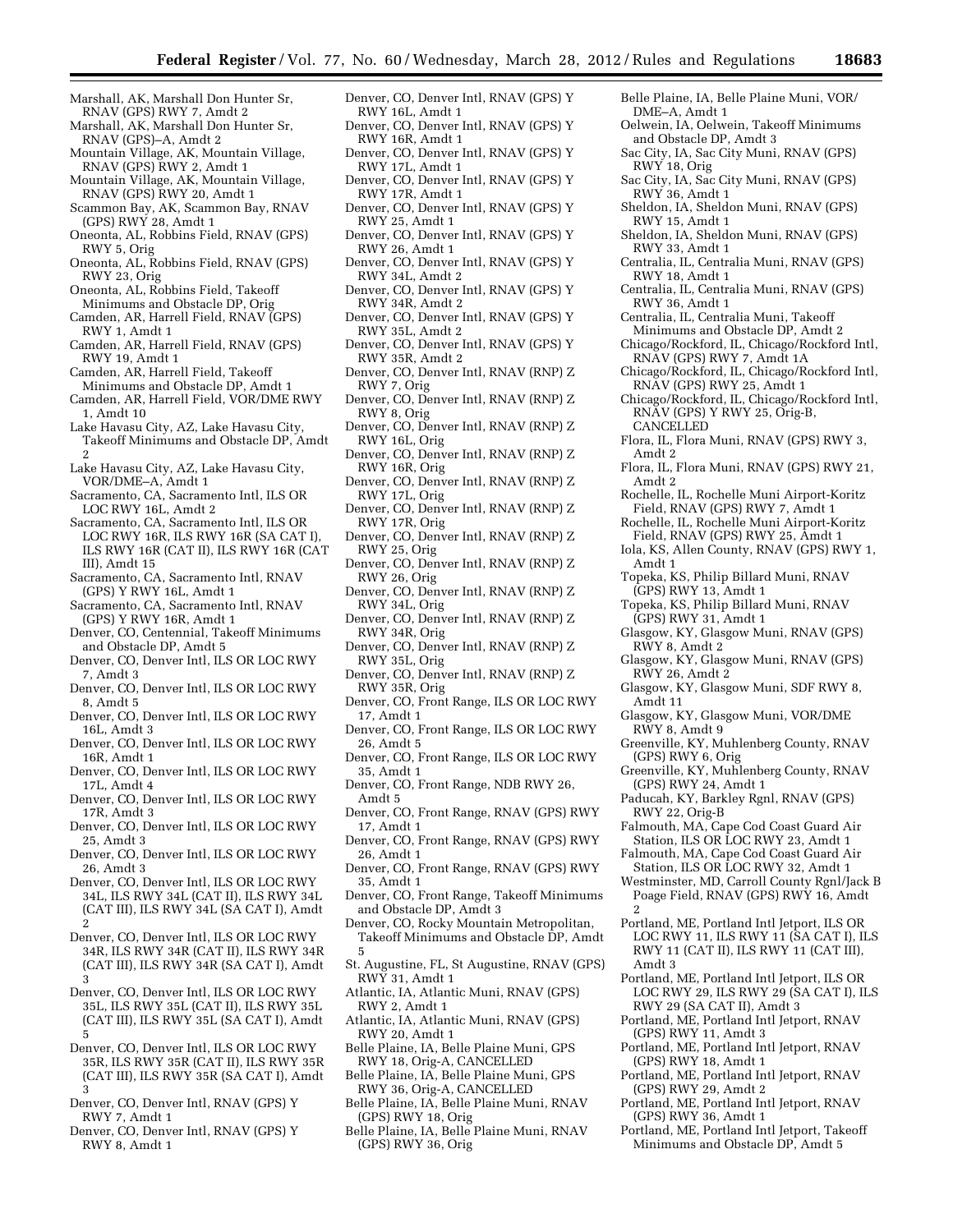Marshall, AK, Marshall Don Hunter Sr, RNAV (GPS) RWY 7, Amdt 2
Marshall, AK, Marshall Don Hunter Sr, RNAV (GPS)–A, Amdt 2
Mountain Village, AK, Mountain Village, RNAV (GPS) RWY 2, Amdt 1
Mountain Village, AK, Mountain Village, RNAV (GPS) RWY 20, Amdt 1
Scammon Bay, AK, Scammon Bay, RNAV (GPS) RWY 28, Amdt 1
Oneonta, AL, Robbins Field, RNAV (GPS) RWY 5, Orig
Oneonta, AL, Robbins Field, RNAV (GPS) RWY 23, Orig
Oneonta, AL, Robbins Field, Takeoff Minimums and Obstacle DP, Orig
Camden, AR, Harrell Field, RNAV (GPS) RWY 1, Amdt 1
Camden, AR, Harrell Field, RNAV (GPS) RWY 19, Amdt 1
Camden, AR, Harrell Field, Takeoff Minimums and Obstacle DP, Amdt 1
Camden, AR, Harrell Field, VOR/DME RWY 1, Amdt 10
Lake Havasu City, AZ, Lake Havasu City, Takeoff Minimums and Obstacle DP, Amdt 2
Lake Havasu City, AZ, Lake Havasu City, VOR/DME–A, Amdt 1
Sacramento, CA, Sacramento Intl, ILS OR LOC RWY 16L, Amdt 2
Sacramento, CA, Sacramento Intl, ILS OR LOC RWY 16R, ILS RWY 16R (SA CAT I), ILS RWY 16R (CAT II), ILS RWY 16R (CAT III), Amdt 15
Sacramento, CA, Sacramento Intl, RNAV (GPS) Y RWY 16L, Amdt 1
Sacramento, CA, Sacramento Intl, RNAV (GPS) Y RWY 16R, Amdt 1
Denver, CO, Centennial, Takeoff Minimums and Obstacle DP, Amdt 5
Denver, CO, Denver Intl, ILS OR LOC RWY 7, Amdt 3
Denver, CO, Denver Intl, ILS OR LOC RWY 8, Amdt 5
Denver, CO, Denver Intl, ILS OR LOC RWY 16L, Amdt 3
Denver, CO, Denver Intl, ILS OR LOC RWY 16R, Amdt 1
Denver, CO, Denver Intl, ILS OR LOC RWY 17L, Amdt 4
Denver, CO, Denver Intl, ILS OR LOC RWY 17R, Amdt 3
Denver, CO, Denver Intl, ILS OR LOC RWY 25, Amdt 3
Denver, CO, Denver Intl, ILS OR LOC RWY 26, Amdt 3
Denver, CO, Denver Intl, ILS OR LOC RWY 34L, ILS RWY 34L (CAT II), ILS RWY 34L (CAT III), ILS RWY 34L (SA CAT I), Amdt 2
Denver, CO, Denver Intl, ILS OR LOC RWY 34R, ILS RWY 34R (CAT II), ILS RWY 34R (CAT III), ILS RWY 34R (SA CAT I), Amdt 3
Denver, CO, Denver Intl, ILS OR LOC RWY 35L, ILS RWY 35L (CAT II), ILS RWY 35L (CAT III), ILS RWY 35L (SA CAT I), Amdt 5
Denver, CO, Denver Intl, ILS OR LOC RWY 35R, ILS RWY 35R (CAT II), ILS RWY 35R (CAT III), ILS RWY 35R (SA CAT I), Amdt 3
Denver, CO, Denver Intl, RNAV (GPS) Y RWY 7, Amdt 1
Denver, CO, Denver Intl, RNAV (GPS) Y RWY 8, Amdt 1
Denver, CO, Denver Intl, RNAV (GPS) Y RWY 16L, Amdt 1
Denver, CO, Denver Intl, RNAV (GPS) Y RWY 16R, Amdt 1
Denver, CO, Denver Intl, RNAV (GPS) Y RWY 17L, Amdt 1
Denver, CO, Denver Intl, RNAV (GPS) Y RWY 17R, Amdt 1
Denver, CO, Denver Intl, RNAV (GPS) Y RWY 25, Amdt 1
Denver, CO, Denver Intl, RNAV (GPS) Y RWY 26, Amdt 1
Denver, CO, Denver Intl, RNAV (GPS) Y RWY 34L, Amdt 2
Denver, CO, Denver Intl, RNAV (GPS) Y RWY 34R, Amdt 2
Denver, CO, Denver Intl, RNAV (GPS) Y RWY 35L, Amdt 2
Denver, CO, Denver Intl, RNAV (GPS) Y RWY 35R, Amdt 2
Denver, CO, Denver Intl, RNAV (RNP) Z RWY 7, Orig
Denver, CO, Denver Intl, RNAV (RNP) Z RWY 8, Orig
Denver, CO, Denver Intl, RNAV (RNP) Z RWY 16L, Orig
Denver, CO, Denver Intl, RNAV (RNP) Z RWY 16R, Orig
Denver, CO, Denver Intl, RNAV (RNP) Z RWY 17L, Orig
Denver, CO, Denver Intl, RNAV (RNP) Z RWY 17R, Orig
Denver, CO, Denver Intl, RNAV (RNP) Z RWY 25, Orig
Denver, CO, Denver Intl, RNAV (RNP) Z RWY 26, Orig
Denver, CO, Denver Intl, RNAV (RNP) Z RWY 34L, Orig
Denver, CO, Denver Intl, RNAV (RNP) Z RWY 34R, Orig
Denver, CO, Denver Intl, RNAV (RNP) Z RWY 35L, Orig
Denver, CO, Denver Intl, RNAV (RNP) Z RWY 35R, Orig
Denver, CO, Front Range, ILS OR LOC RWY 17, Amdt 1
Denver, CO, Front Range, ILS OR LOC RWY 26, Amdt 5
Denver, CO, Front Range, ILS OR LOC RWY 35, Amdt 1
Denver, CO, Front Range, NDB RWY 26, Amdt 5
Denver, CO, Front Range, RNAV (GPS) RWY 17, Amdt 1
Denver, CO, Front Range, RNAV (GPS) RWY 26, Amdt 1
Denver, CO, Front Range, RNAV (GPS) RWY 35, Amdt 1
Denver, CO, Front Range, Takeoff Minimums and Obstacle DP, Amdt 3
Denver, CO, Rocky Mountain Metropolitan, Takeoff Minimums and Obstacle DP, Amdt 5
St. Augustine, FL, St Augustine, RNAV (GPS) RWY 31, Amdt 1
Atlantic, IA, Atlantic Muni, RNAV (GPS) RWY 2, Amdt 1
Atlantic, IA, Atlantic Muni, RNAV (GPS) RWY 20, Amdt 1
Belle Plaine, IA, Belle Plaine Muni, GPS RWY 18, Orig-A, CANCELLED
Belle Plaine, IA, Belle Plaine Muni, GPS RWY 36, Orig-A, CANCELLED
Belle Plaine, IA, Belle Plaine Muni, RNAV (GPS) RWY 18, Orig
Belle Plaine, IA, Belle Plaine Muni, RNAV (GPS) RWY 36, Orig
Belle Plaine, IA, Belle Plaine Muni, VOR/DME–A, Amdt 1
Oelwein, IA, Oelwein, Takeoff Minimums and Obstacle DP, Amdt 3
Sac City, IA, Sac City Muni, RNAV (GPS) RWY 18, Orig
Sac City, IA, Sac City Muni, RNAV (GPS) RWY 36, Amdt 1
Sheldon, IA, Sheldon Muni, RNAV (GPS) RWY 15, Amdt 1
Sheldon, IA, Sheldon Muni, RNAV (GPS) RWY 33, Amdt 1
Centralia, IL, Centralia Muni, RNAV (GPS) RWY 18, Amdt 1
Centralia, IL, Centralia Muni, RNAV (GPS) RWY 36, Amdt 1
Centralia, IL, Centralia Muni, Takeoff Minimums and Obstacle DP, Amdt 2
Chicago/Rockford, IL, Chicago/Rockford Intl, RNAV (GPS) RWY 7, Amdt 1A
Chicago/Rockford, IL, Chicago/Rockford Intl, RNAV (GPS) RWY 25, Amdt 1
Chicago/Rockford, IL, Chicago/Rockford Intl, RNAV (GPS) Y RWY 25, Orig-B, CANCELLED
Flora, IL, Flora Muni, RNAV (GPS) RWY 3, Amdt 2
Flora, IL, Flora Muni, RNAV (GPS) RWY 21, Amdt 2
Rochelle, IL, Rochelle Muni Airport-Koritz Field, RNAV (GPS) RWY 7, Amdt 1
Rochelle, IL, Rochelle Muni Airport-Koritz Field, RNAV (GPS) RWY 25, Amdt 1
Iola, KS, Allen County, RNAV (GPS) RWY 1, Amdt 1
Topeka, KS, Philip Billard Muni, RNAV (GPS) RWY 13, Amdt 1
Topeka, KS, Philip Billard Muni, RNAV (GPS) RWY 31, Amdt 1
Glasgow, KY, Glasgow Muni, RNAV (GPS) RWY 8, Amdt 2
Glasgow, KY, Glasgow Muni, RNAV (GPS) RWY 26, Amdt 2
Glasgow, KY, Glasgow Muni, SDF RWY 8, Amdt 11
Glasgow, KY, Glasgow Muni, VOR/DME RWY 8, Amdt 9
Greenville, KY, Muhlenberg County, RNAV (GPS) RWY 6, Orig
Greenville, KY, Muhlenberg County, RNAV (GPS) RWY 24, Amdt 1
Paducah, KY, Barkley Rgnl, RNAV (GPS) RWY 22, Orig-B
Falmouth, MA, Cape Cod Coast Guard Air Station, ILS OR LOC RWY 23, Amdt 1
Falmouth, MA, Cape Cod Coast Guard Air Station, ILS OR LOC RWY 32, Amdt 1
Westminster, MD, Carroll County Rgnl/Jack B Poage Field, RNAV (GPS) RWY 16, Amdt 2
Portland, ME, Portland Intl Jetport, ILS OR LOC RWY 11, ILS RWY 11 (SA CAT I), ILS RWY 11 (CAT II), ILS RWY 11 (CAT III), Amdt 3
Portland, ME, Portland Intl Jetport, ILS OR LOC RWY 29, ILS RWY 29 (SA CAT I), ILS RWY 29 (SA CAT II), Amdt 3
Portland, ME, Portland Intl Jetport, RNAV (GPS) RWY 11, Amdt 3
Portland, ME, Portland Intl Jetport, RNAV (GPS) RWY 18, Amdt 1
Portland, ME, Portland Intl Jetport, RNAV (GPS) RWY 29, Amdt 2
Portland, ME, Portland Intl Jetport, RNAV (GPS) RWY 36, Amdt 1
Portland, ME, Portland Intl Jetport, Takeoff Minimums and Obstacle DP, Amdt 5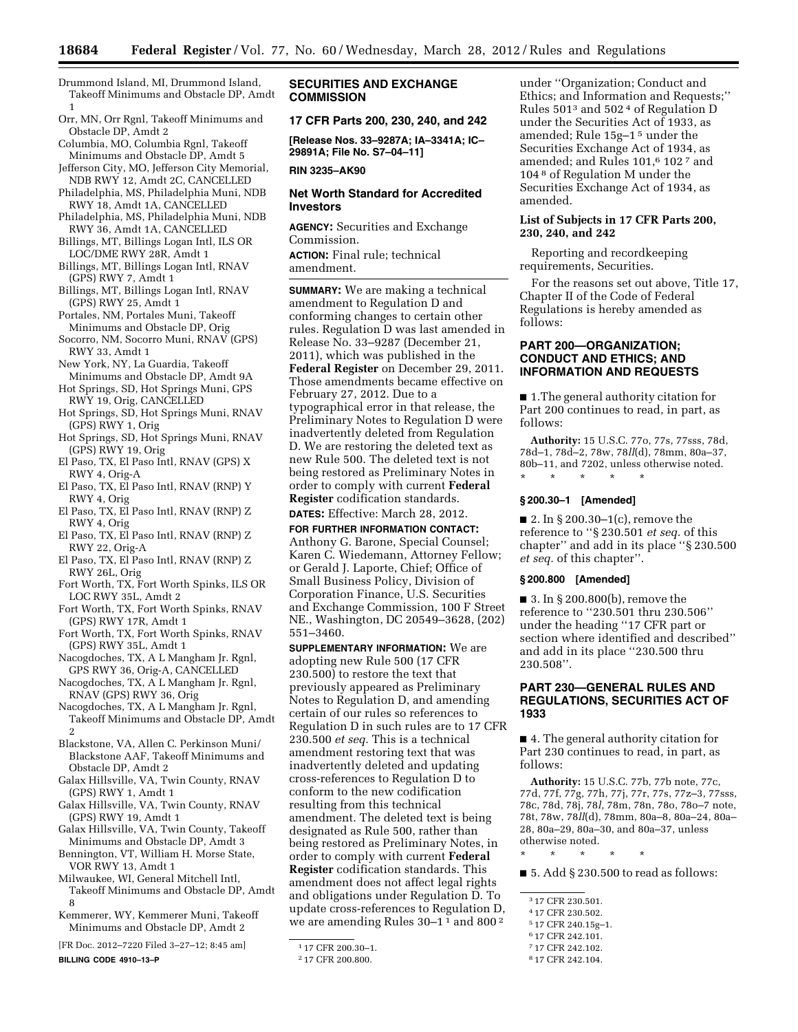Drummond Island, MI, Drummond Island, Takeoff Minimums and Obstacle DP, Amdt 1

Orr, MN, Orr Rgnl, Takeoff Minimums and Obstacle DP, Amdt 2

Columbia, MO, Columbia Rgnl, Takeoff Minimums and Obstacle DP, Amdt 5

Jefferson City, MO, Jefferson City Memorial, NDB RWY 12, Amdt 2C, CANCELLED

Philadelphia, MS, Philadelphia Muni, NDB RWY 18, Amdt 1A, CANCELLED

Philadelphia, MS, Philadelphia Muni, NDB RWY 36, Amdt 1A, CANCELLED

Billings, MT, Billings Logan Intl, ILS OR LOC/DME RWY 28R, Amdt 1

Billings, MT, Billings Logan Intl, RNAV (GPS) RWY 7, Amdt 1

Billings, MT, Billings Logan Intl, RNAV (GPS) RWY 25, Amdt 1

Portales, NM, Portales Muni, Takeoff Minimums and Obstacle DP, Orig

Socorro, NM, Socorro Muni, RNAV (GPS) RWY 33, Amdt 1

New York, NY, La Guardia, Takeoff Minimums and Obstacle DP, Amdt 9A

Hot Springs, SD, Hot Springs Muni, GPS RWY 19, Orig, CANCELLED

Hot Springs, SD, Hot Springs Muni, RNAV (GPS) RWY 1, Orig

Hot Springs, SD, Hot Springs Muni, RNAV (GPS) RWY 19, Orig

El Paso, TX, El Paso Intl, RNAV (GPS) X RWY 4, Orig-A

El Paso, TX, El Paso Intl, RNAV (RNP) Y RWY 4, Orig

El Paso, TX, El Paso Intl, RNAV (RNP) Z RWY 4, Orig

El Paso, TX, El Paso Intl, RNAV (RNP) Z RWY 22, Orig-A

El Paso, TX, El Paso Intl, RNAV (RNP) Z RWY 26L, Orig

Fort Worth, TX, Fort Worth Spinks, ILS OR LOC RWY 35L, Amdt 2

Fort Worth, TX, Fort Worth Spinks, RNAV (GPS) RWY 17R, Amdt 1

Fort Worth, TX, Fort Worth Spinks, RNAV (GPS) RWY 35L, Amdt 1

Nacogdoches, TX, A L Mangham Jr. Rgnl, GPS RWY 36, Orig-A, CANCELLED

Nacogdoches, TX, A L Mangham Jr. Rgnl, RNAV (GPS) RWY 36, Orig

Nacogdoches, TX, A L Mangham Jr. Rgnl, Takeoff Minimums and Obstacle DP, Amdt 2

Blackstone, VA, Allen C. Perkinson Muni/Blackstone AAF, Takeoff Minimums and Obstacle DP, Amdt 2

Galax Hillsville, VA, Twin County, RNAV (GPS) RWY 1, Amdt 1

Galax Hillsville, VA, Twin County, RNAV (GPS) RWY 19, Amdt 1

Galax Hillsville, VA, Twin County, Takeoff Minimums and Obstacle DP, Amdt 3

Bennington, VT, William H. Morse State, VOR RWY 13, Amdt 1

Milwaukee, WI, General Mitchell Intl, Takeoff Minimums and Obstacle DP, Amdt 8

Kemmerer, WY, Kemmerer Muni, Takeoff Minimums and Obstacle DP, Amdt 2

[FR Doc. 2012–7220 Filed 3–27–12; 8:45 am]

**BILLING CODE 4910–13–P**

## SECURITIES AND EXCHANGE COMMISSION

### 17 CFR Parts 200, 230, 240, and 242

**[Release Nos. 33–9287A; IA–3341A; IC–29891A; File No. S7–04–11]**

**RIN 3235–AK90**

## Net Worth Standard for Accredited Investors

**AGENCY:** Securities and Exchange Commission.

**ACTION:** Final rule; technical amendment.

**SUMMARY:** We are making a technical amendment to Regulation D and conforming changes to certain other rules. Regulation D was last amended in Release No. 33–9287 (December 21, 2011), which was published in the **Federal Register** on December 29, 2011. Those amendments became effective on February 27, 2012. Due to a typographical error in that release, the Preliminary Notes to Regulation D were inadvertently deleted from Regulation D. We are restoring the deleted text as new Rule 500. The deleted text is not being restored as Preliminary Notes in order to comply with current **Federal Register** codification standards.

**DATES:** Effective: March 28, 2012.

**FOR FURTHER INFORMATION CONTACT:** Anthony G. Barone, Special Counsel; Karen C. Wiedemann, Attorney Fellow; or Gerald J. Laporte, Chief; Office of Small Business Policy, Division of Corporation Finance, U.S. Securities and Exchange Commission, 100 F Street NE., Washington, DC 20549–3628, (202) 551–3460.

**SUPPLEMENTARY INFORMATION:** We are adopting new Rule 500 (17 CFR 230.500) to restore the text that previously appeared as Preliminary Notes to Regulation D, and amending certain of our rules so references to Regulation D in such rules are to 17 CFR 230.500 *et seq.* This is a technical amendment restoring text that was inadvertently deleted and updating cross-references to Regulation D to conform to the new codification resulting from this technical amendment. The deleted text is being designated as Rule 500, rather than being restored as Preliminary Notes, in order to comply with current **Federal Register** codification standards. This amendment does not affect legal rights and obligations under Regulation D. To update cross-references to Regulation D, we are amending Rules 30–1 [1] and 800 [2] under "Organization; Conduct and Ethics; and Information and Requests;" Rules 501 [3] and 502 [4] of Regulation D under the Securities Act of 1933, as amended; Rule 15g–1 [5] under the Securities Exchange Act of 1934, as amended; and Rules 101,[6] 102 [7] and 104 [8] of Regulation M under the Securities Exchange Act of 1934, as amended.

### List of Subjects in 17 CFR Parts 200, 230, 240, and 242

Reporting and recordkeeping requirements, Securities.

For the reasons set out above, Title 17, Chapter II of the Code of Federal Regulations is hereby amended as follows:

## PART 200—ORGANIZATION; CONDUCT AND ETHICS; AND INFORMATION AND REQUESTS

■ 1.The general authority citation for Part 200 continues to read, in part, as follows:

**Authority:** 15 U.S.C. 77o, 77s, 77sss, 78d, 78d–1, 78d–2, 78w, 78*ll*(d), 78mm, 80a–37, 80b–11, and 7202, unless otherwise noted.

\* \* \* \* \*

### § 200.30–1 [Amended]

■ 2. In § 200.30–1(c), remove the reference to "§ 230.501 *et seq.* of this chapter" and add in its place "§ 230.500 *et seq.* of this chapter".

### § 200.800 [Amended]

■ 3. In § 200.800(b), remove the reference to "230.501 thru 230.506" under the heading "17 CFR part or section where identified and described" and add in its place "230.500 thru 230.508".

## PART 230—GENERAL RULES AND REGULATIONS, SECURITIES ACT OF 1933

■ 4. The general authority citation for Part 230 continues to read, in part, as follows:

**Authority:** 15 U.S.C. 77b, 77b note, 77c, 77d, 77f, 77g, 77h, 77j, 77r, 77s, 77z–3, 77sss, 78c, 78d, 78j, 78*l*, 78m, 78n, 78o, 78o–7 note, 78t, 78w, 78*ll*(d), 78mm, 80a–8, 80a–24, 80a–28, 80a–29, 80a–30, and 80a–37, unless otherwise noted.

\* \* \* \* \*

■ 5. Add § 230.500 to read as follows:

---

[1] 17 CFR 200.30–1.

[2] 17 CFR 200.800.

[3] 17 CFR 230.501.

[4] 17 CFR 230.502.

[5] 17 CFR 240.15g–1.

[6] 17 CFR 242.101.

[7] 17 CFR 242.102.

[8] 17 CFR 242.104.